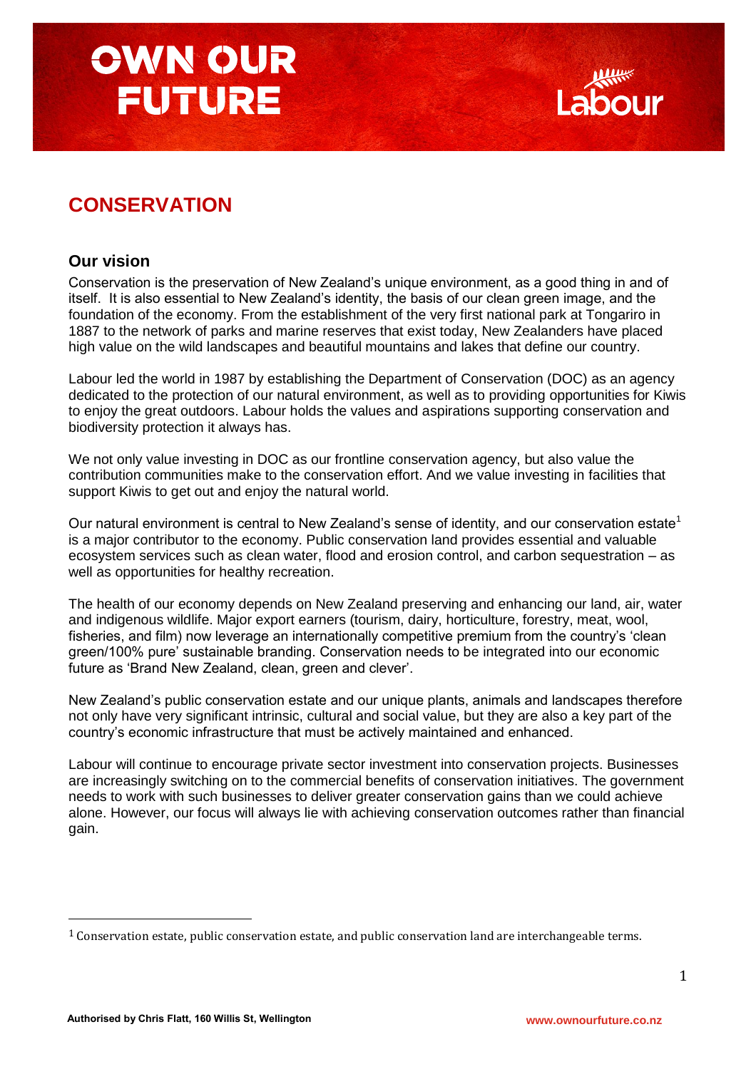# OWN OUR FUTURE

Labour

## CONSERVATION

### Our vision

Conservation is the preservation of New Zealand's unique environment, as a good thing in and of itself. It is also essential to New Zealand's identity, the basis of our clean green image, and the foundation of the economy. From the establishment of the very first national park at Tongariro in 1887 to the network of parks and marine reserves that exist today, New Zealanders have placed high value on the wild landscapes and beautiful mountains and lakes that define our country.

Labour led the world in 1987 by establishing the Department of Conservation (DOC) as an agency dedicated to the protection of our natural environment, as well as to providing opportunities for Kiwis to enjoy the great outdoors. Labour holds the values and aspirations supporting conservation and biodiversity protection it always has.

We not only value investing in DOC as our frontline conservation agency, but also value the contribution communities make to the conservation effort. And we value investing in facilities that support Kiwis to get out and enjoy the natural world.

Our natural environment is central to New Zealand's sense of identity, and our conservation estate[1] is a major contributor to the economy. Public conservation land provides essential and valuable ecosystem services such as clean water, flood and erosion control, and carbon sequestration – as well as opportunities for healthy recreation.

The health of our economy depends on New Zealand preserving and enhancing our land, air, water and indigenous wildlife. Major export earners (tourism, dairy, horticulture, forestry, meat, wool, fisheries, and film) now leverage an internationally competitive premium from the country's 'clean green/100% pure' sustainable branding. Conservation needs to be integrated into our economic future as 'Brand New Zealand, clean, green and clever'.

New Zealand's public conservation estate and our unique plants, animals and landscapes therefore not only have very significant intrinsic, cultural and social value, but they are also a key part of the country's economic infrastructure that must be actively maintained and enhanced.

Labour will continue to encourage private sector investment into conservation projects. Businesses are increasingly switching on to the commercial benefits of conservation initiatives. The government needs to work with such businesses to deliver greater conservation gains than we could achieve alone. However, our focus will always lie with achieving conservation outcomes rather than financial gain.

[1] Conservation estate, public conservation estate, and public conservation land are interchangeable terms.

Authorised by Chris Flatt, 160 Willis St, Wellington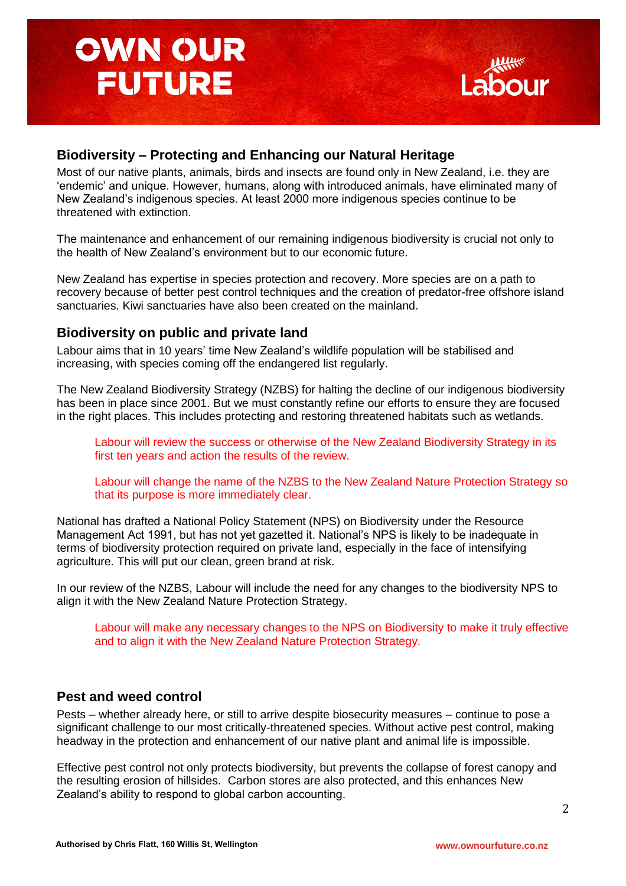## Biodiversity – Protecting and Enhancing our Natural Heritage

Most of our native plants, animals, birds and insects are found only in New Zealand, i.e. they are 'endemic' and unique. However, humans, along with introduced animals, have eliminated many of New Zealand's indigenous species. At least 2000 more indigenous species continue to be threatened with extinction.

The maintenance and enhancement of our remaining indigenous biodiversity is crucial not only to the health of New Zealand's environment but to our economic future.

New Zealand has expertise in species protection and recovery. More species are on a path to recovery because of better pest control techniques and the creation of predator-free offshore island sanctuaries. Kiwi sanctuaries have also been created on the mainland.

## Biodiversity on public and private land

Labour aims that in 10 years' time New Zealand's wildlife population will be stabilised and increasing, with species coming off the endangered list regularly.

The New Zealand Biodiversity Strategy (NZBS) for halting the decline of our indigenous biodiversity has been in place since 2001. But we must constantly refine our efforts to ensure they are focused in the right places. This includes protecting and restoring threatened habitats such as wetlands.

> Labour will review the success or otherwise of the New Zealand Biodiversity Strategy in its first ten years and action the results of the review.

> Labour will change the name of the NZBS to the New Zealand Nature Protection Strategy so that its purpose is more immediately clear.

National has drafted a National Policy Statement (NPS) on Biodiversity under the Resource Management Act 1991, but has not yet gazetted it. National's NPS is likely to be inadequate in terms of biodiversity protection required on private land, especially in the face of intensifying agriculture. This will put our clean, green brand at risk.

In our review of the NZBS, Labour will include the need for any changes to the biodiversity NPS to align it with the New Zealand Nature Protection Strategy.

> Labour will make any necessary changes to the NPS on Biodiversity to make it truly effective and to align it with the New Zealand Nature Protection Strategy.

## Pest and weed control

Pests – whether already here, or still to arrive despite biosecurity measures – continue to pose a significant challenge to our most critically-threatened species. Without active pest control, making headway in the protection and enhancement of our native plant and animal life is impossible.

Effective pest control not only protects biodiversity, but prevents the collapse of forest canopy and the resulting erosion of hillsides. Carbon stores are also protected, and this enhances New Zealand's ability to respond to global carbon accounting.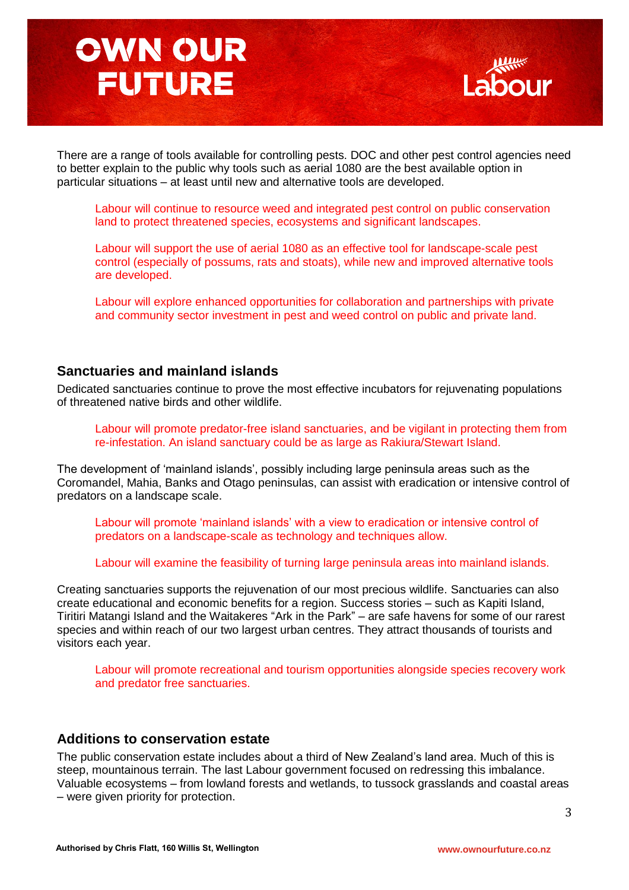There are a range of tools available for controlling pests. DOC and other pest control agencies need to better explain to the public why tools such as aerial 1080 are the best available option in particular situations – at least until new and alternative tools are developed.

> Labour will continue to resource weed and integrated pest control on public conservation land to protect threatened species, ecosystems and significant landscapes.

> Labour will support the use of aerial 1080 as an effective tool for landscape-scale pest control (especially of possums, rats and stoats), while new and improved alternative tools are developed.

> Labour will explore enhanced opportunities for collaboration and partnerships with private and community sector investment in pest and weed control on public and private land.

## Sanctuaries and mainland islands

Dedicated sanctuaries continue to prove the most effective incubators for rejuvenating populations of threatened native birds and other wildlife.

> Labour will promote predator-free island sanctuaries, and be vigilant in protecting them from re-infestation. An island sanctuary could be as large as Rakiura/Stewart Island.

The development of 'mainland islands', possibly including large peninsula areas such as the Coromandel, Mahia, Banks and Otago peninsulas, can assist with eradication or intensive control of predators on a landscape scale.

> Labour will promote 'mainland islands' with a view to eradication or intensive control of predators on a landscape-scale as technology and techniques allow.

> Labour will examine the feasibility of turning large peninsula areas into mainland islands.

Creating sanctuaries supports the rejuvenation of our most precious wildlife. Sanctuaries can also create educational and economic benefits for a region. Success stories – such as Kapiti Island, Tiritiri Matangi Island and the Waitakeres "Ark in the Park" – are safe havens for some of our rarest species and within reach of our two largest urban centres. They attract thousands of tourists and visitors each year.

> Labour will promote recreational and tourism opportunities alongside species recovery work and predator free sanctuaries.

## Additions to conservation estate

The public conservation estate includes about a third of New Zealand's land area. Much of this is steep, mountainous terrain. The last Labour government focused on redressing this imbalance. Valuable ecosystems – from lowland forests and wetlands, to tussock grasslands and coastal areas – were given priority for protection.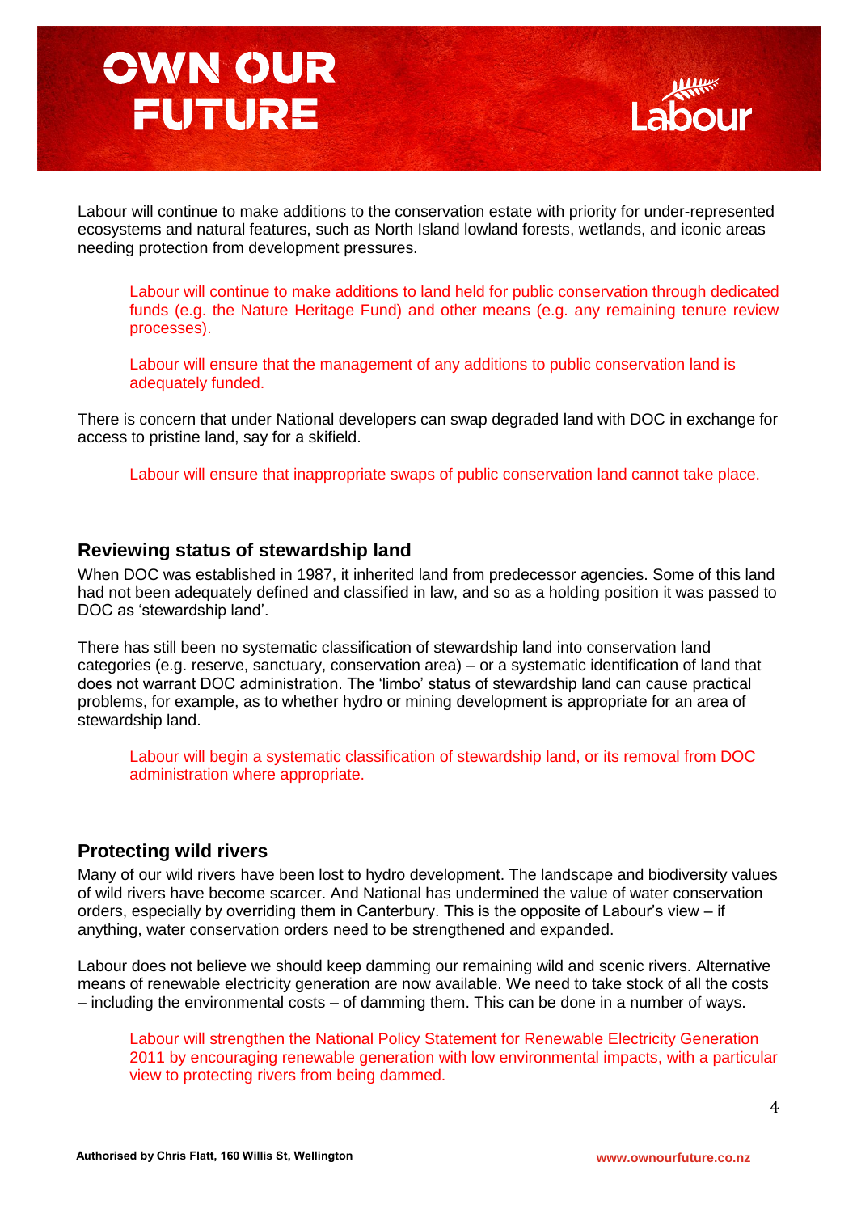Labour will continue to make additions to the conservation estate with priority for under-represented ecosystems and natural features, such as North Island lowland forests, wetlands, and iconic areas needing protection from development pressures.

> Labour will continue to make additions to land held for public conservation through dedicated funds (e.g. the Nature Heritage Fund) and other means (e.g. any remaining tenure review processes).
>
> Labour will ensure that the management of any additions to public conservation land is adequately funded.

There is concern that under National developers can swap degraded land with DOC in exchange for access to pristine land, say for a skifield.

> Labour will ensure that inappropriate swaps of public conservation land cannot take place.

### Reviewing status of stewardship land

When DOC was established in 1987, it inherited land from predecessor agencies. Some of this land had not been adequately defined and classified in law, and so as a holding position it was passed to DOC as 'stewardship land'.

There has still been no systematic classification of stewardship land into conservation land categories (e.g. reserve, sanctuary, conservation area) – or a systematic identification of land that does not warrant DOC administration. The 'limbo' status of stewardship land can cause practical problems, for example, as to whether hydro or mining development is appropriate for an area of stewardship land.

> Labour will begin a systematic classification of stewardship land, or its removal from DOC administration where appropriate.

### Protecting wild rivers

Many of our wild rivers have been lost to hydro development. The landscape and biodiversity values of wild rivers have become scarcer. And National has undermined the value of water conservation orders, especially by overriding them in Canterbury. This is the opposite of Labour's view – if anything, water conservation orders need to be strengthened and expanded.

Labour does not believe we should keep damming our remaining wild and scenic rivers. Alternative means of renewable electricity generation are now available. We need to take stock of all the costs – including the environmental costs – of damming them. This can be done in a number of ways.

> Labour will strengthen the National Policy Statement for Renewable Electricity Generation 2011 by encouraging renewable generation with low environmental impacts, with a particular view to protecting rivers from being dammed.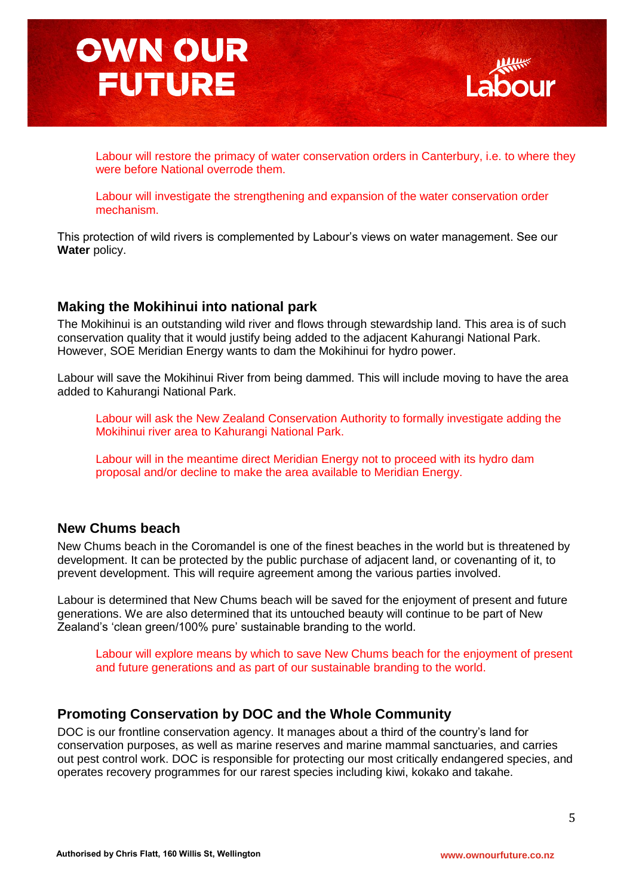Labour will restore the primacy of water conservation orders in Canterbury, i.e. to where they were before National overrode them.

Labour will investigate the strengthening and expansion of the water conservation order mechanism.

This protection of wild rivers is complemented by Labour's views on water management. See our **Water** policy.

## Making the Mokihinui into national park

The Mokihinui is an outstanding wild river and flows through stewardship land. This area is of such conservation quality that it would justify being added to the adjacent Kahurangi National Park. However, SOE Meridian Energy wants to dam the Mokihinui for hydro power.

Labour will save the Mokihinui River from being dammed. This will include moving to have the area added to Kahurangi National Park.

Labour will ask the New Zealand Conservation Authority to formally investigate adding the Mokihinui river area to Kahurangi National Park.

Labour will in the meantime direct Meridian Energy not to proceed with its hydro dam proposal and/or decline to make the area available to Meridian Energy.

## New Chums beach

New Chums beach in the Coromandel is one of the finest beaches in the world but is threatened by development. It can be protected by the public purchase of adjacent land, or covenanting of it, to prevent development. This will require agreement among the various parties involved.

Labour is determined that New Chums beach will be saved for the enjoyment of present and future generations. We are also determined that its untouched beauty will continue to be part of New Zealand's 'clean green/100% pure' sustainable branding to the world.

Labour will explore means by which to save New Chums beach for the enjoyment of present and future generations and as part of our sustainable branding to the world.

## Promoting Conservation by DOC and the Whole Community

DOC is our frontline conservation agency. It manages about a third of the country's land for conservation purposes, as well as marine reserves and marine mammal sanctuaries, and carries out pest control work. DOC is responsible for protecting our most critically endangered species, and operates recovery programmes for our rarest species including kiwi, kokako and takahe.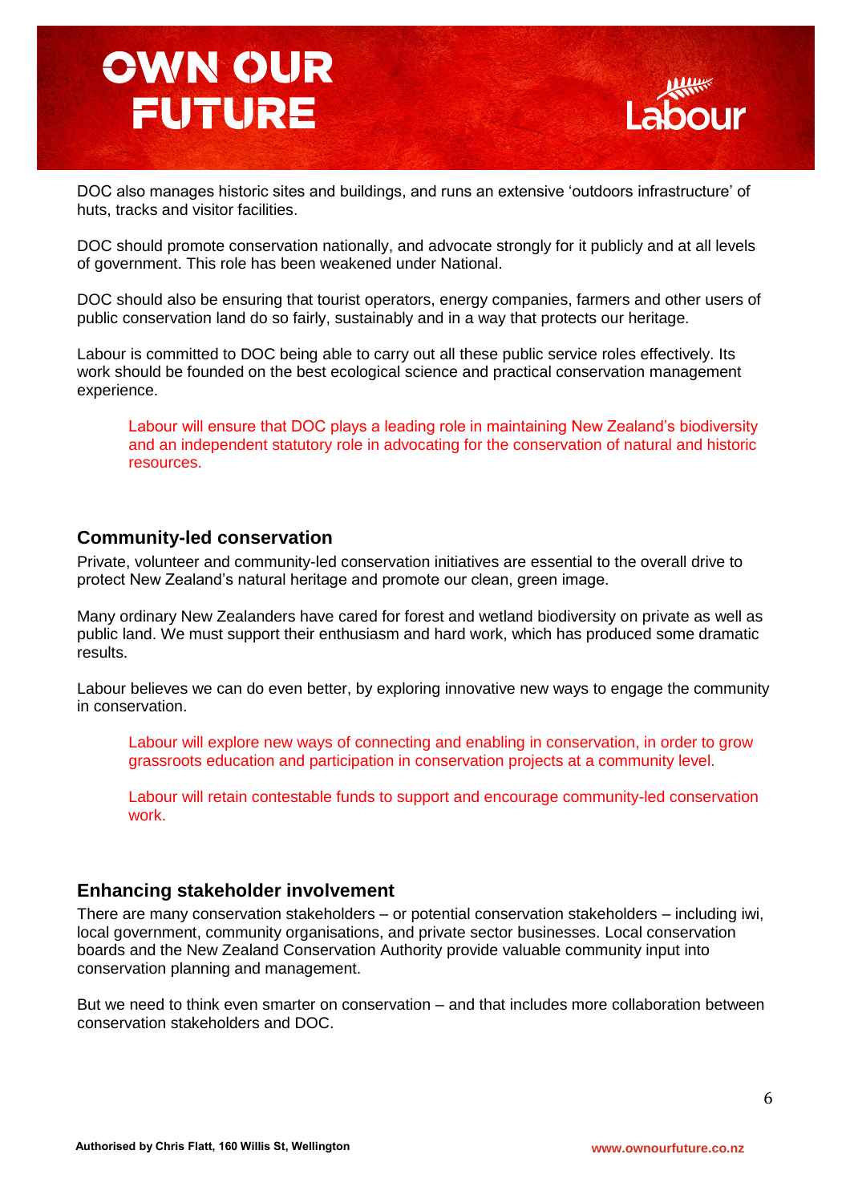DOC also manages historic sites and buildings, and runs an extensive 'outdoors infrastructure' of huts, tracks and visitor facilities.

DOC should promote conservation nationally, and advocate strongly for it publicly and at all levels of government. This role has been weakened under National.

DOC should also be ensuring that tourist operators, energy companies, farmers and other users of public conservation land do so fairly, sustainably and in a way that protects our heritage.

Labour is committed to DOC being able to carry out all these public service roles effectively. Its work should be founded on the best ecological science and practical conservation management experience.

> Labour will ensure that DOC plays a leading role in maintaining New Zealand's biodiversity and an independent statutory role in advocating for the conservation of natural and historic resources.

## Community-led conservation

Private, volunteer and community-led conservation initiatives are essential to the overall drive to protect New Zealand's natural heritage and promote our clean, green image.

Many ordinary New Zealanders have cared for forest and wetland biodiversity on private as well as public land. We must support their enthusiasm and hard work, which has produced some dramatic results.

Labour believes we can do even better, by exploring innovative new ways to engage the community in conservation.

> Labour will explore new ways of connecting and enabling in conservation, in order to grow grassroots education and participation in conservation projects at a community level.
>
> Labour will retain contestable funds to support and encourage community-led conservation work.

## Enhancing stakeholder involvement

There are many conservation stakeholders – or potential conservation stakeholders – including iwi, local government, community organisations, and private sector businesses. Local conservation boards and the New Zealand Conservation Authority provide valuable community input into conservation planning and management.

But we need to think even smarter on conservation – and that includes more collaboration between conservation stakeholders and DOC.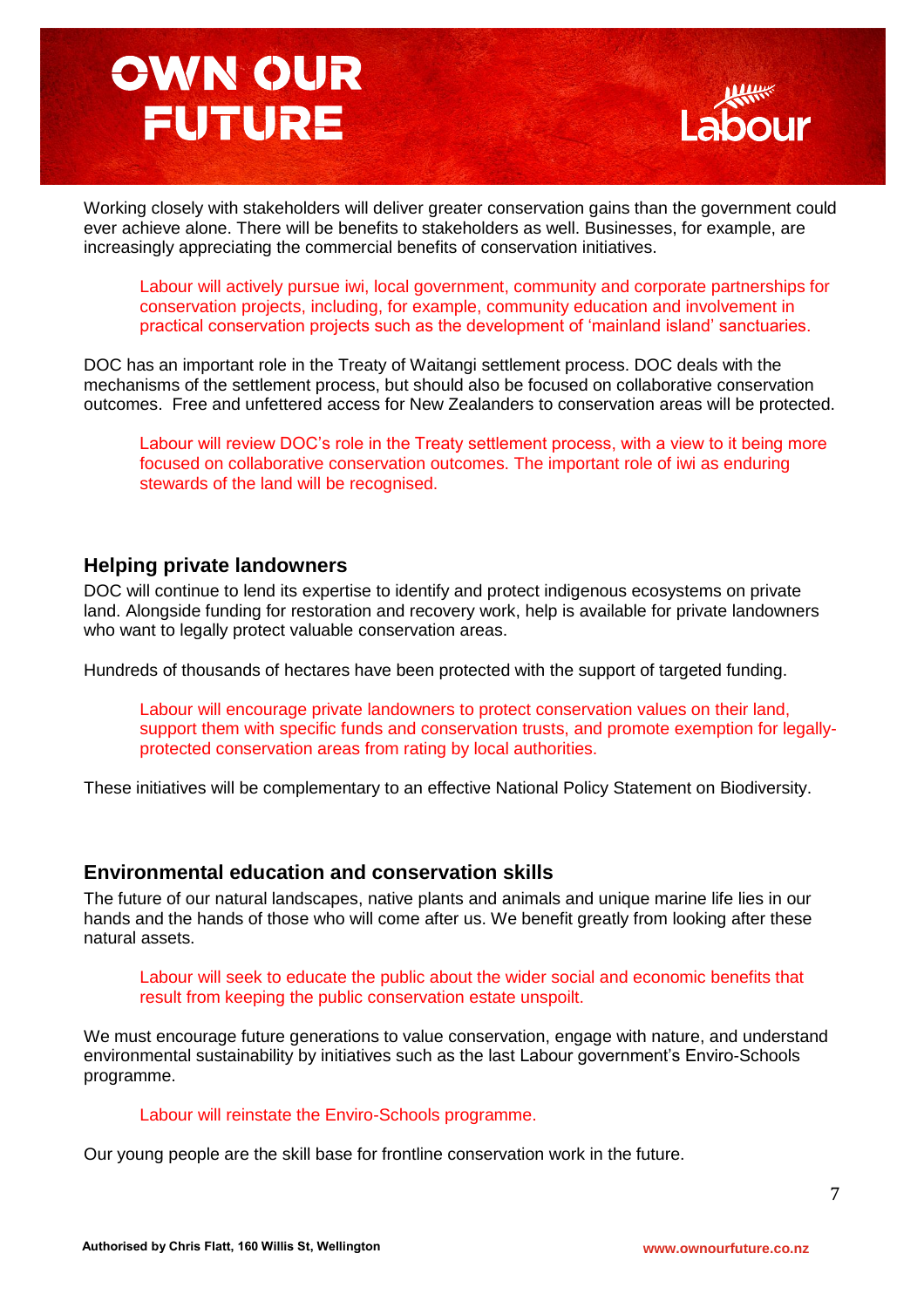Working closely with stakeholders will deliver greater conservation gains than the government could ever achieve alone. There will be benefits to stakeholders as well. Businesses, for example, are increasingly appreciating the commercial benefits of conservation initiatives.

> Labour will actively pursue iwi, local government, community and corporate partnerships for conservation projects, including, for example, community education and involvement in practical conservation projects such as the development of 'mainland island' sanctuaries.

DOC has an important role in the Treaty of Waitangi settlement process. DOC deals with the mechanisms of the settlement process, but should also be focused on collaborative conservation outcomes. Free and unfettered access for New Zealanders to conservation areas will be protected.

> Labour will review DOC's role in the Treaty settlement process, with a view to it being more focused on collaborative conservation outcomes. The important role of iwi as enduring stewards of the land will be recognised.

## Helping private landowners

DOC will continue to lend its expertise to identify and protect indigenous ecosystems on private land. Alongside funding for restoration and recovery work, help is available for private landowners who want to legally protect valuable conservation areas.

Hundreds of thousands of hectares have been protected with the support of targeted funding.

> Labour will encourage private landowners to protect conservation values on their land, support them with specific funds and conservation trusts, and promote exemption for legally-protected conservation areas from rating by local authorities.

These initiatives will be complementary to an effective National Policy Statement on Biodiversity.

## Environmental education and conservation skills

The future of our natural landscapes, native plants and animals and unique marine life lies in our hands and the hands of those who will come after us. We benefit greatly from looking after these natural assets.

> Labour will seek to educate the public about the wider social and economic benefits that result from keeping the public conservation estate unspoilt.

We must encourage future generations to value conservation, engage with nature, and understand environmental sustainability by initiatives such as the last Labour government's Enviro-Schools programme.

> Labour will reinstate the Enviro-Schools programme.

Our young people are the skill base for frontline conservation work in the future.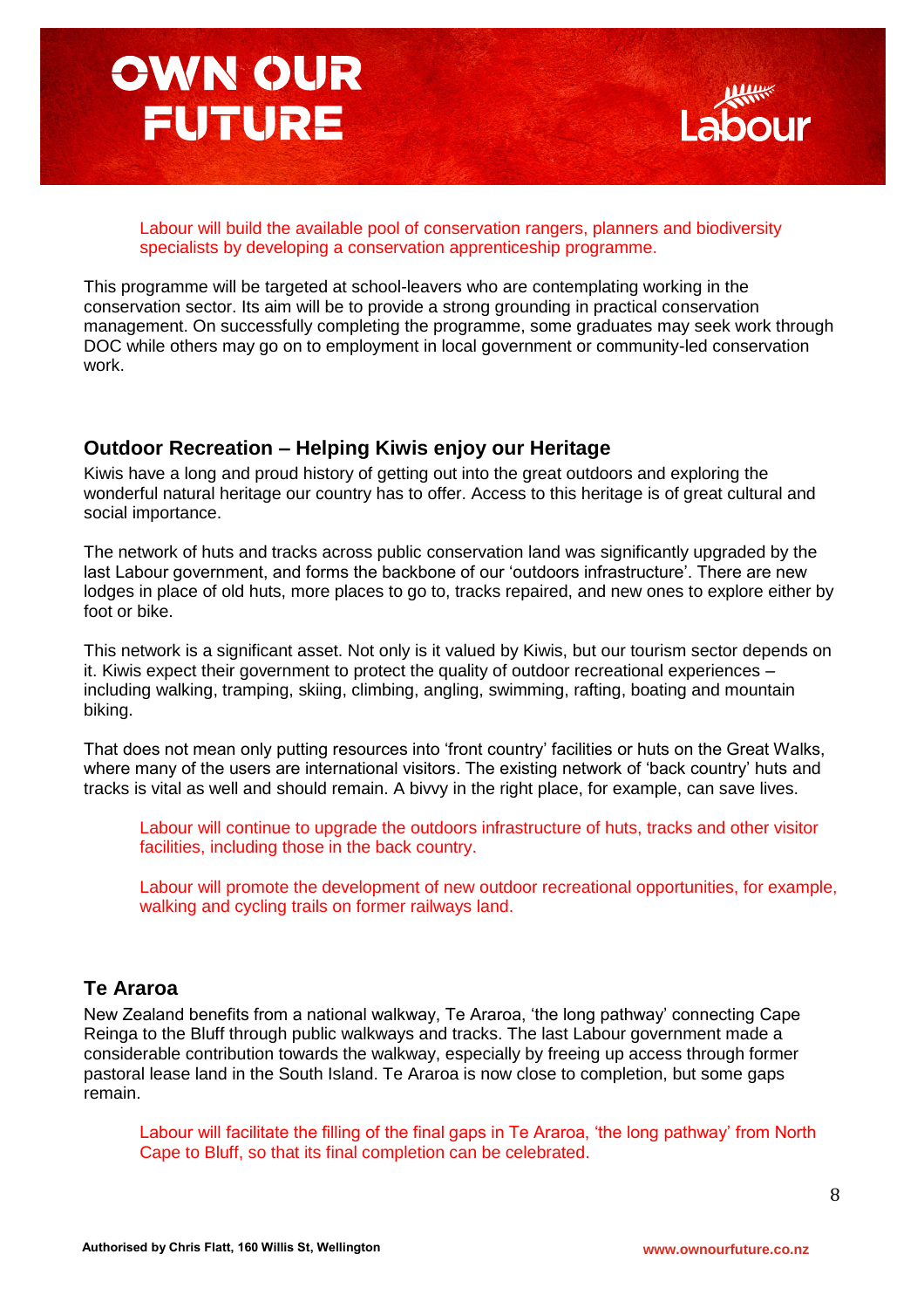Labour will build the available pool of conservation rangers, planners and biodiversity specialists by developing a conservation apprenticeship programme.

This programme will be targeted at school-leavers who are contemplating working in the conservation sector. Its aim will be to provide a strong grounding in practical conservation management. On successfully completing the programme, some graduates may seek work through DOC while others may go on to employment in local government or community-led conservation work.

## Outdoor Recreation – Helping Kiwis enjoy our Heritage

Kiwis have a long and proud history of getting out into the great outdoors and exploring the wonderful natural heritage our country has to offer. Access to this heritage is of great cultural and social importance.

The network of huts and tracks across public conservation land was significantly upgraded by the last Labour government, and forms the backbone of our 'outdoors infrastructure'. There are new lodges in place of old huts, more places to go to, tracks repaired, and new ones to explore either by foot or bike.

This network is a significant asset. Not only is it valued by Kiwis, but our tourism sector depends on it. Kiwis expect their government to protect the quality of outdoor recreational experiences – including walking, tramping, skiing, climbing, angling, swimming, rafting, boating and mountain biking.

That does not mean only putting resources into 'front country' facilities or huts on the Great Walks, where many of the users are international visitors. The existing network of 'back country' huts and tracks is vital as well and should remain. A bivvy in the right place, for example, can save lives.

Labour will continue to upgrade the outdoors infrastructure of huts, tracks and other visitor facilities, including those in the back country.

Labour will promote the development of new outdoor recreational opportunities, for example, walking and cycling trails on former railways land.

## Te Araroa

New Zealand benefits from a national walkway, Te Araroa, 'the long pathway' connecting Cape Reinga to the Bluff through public walkways and tracks. The last Labour government made a considerable contribution towards the walkway, especially by freeing up access through former pastoral lease land in the South Island. Te Araroa is now close to completion, but some gaps remain.

Labour will facilitate the filling of the final gaps in Te Araroa, 'the long pathway' from North Cape to Bluff, so that its final completion can be celebrated.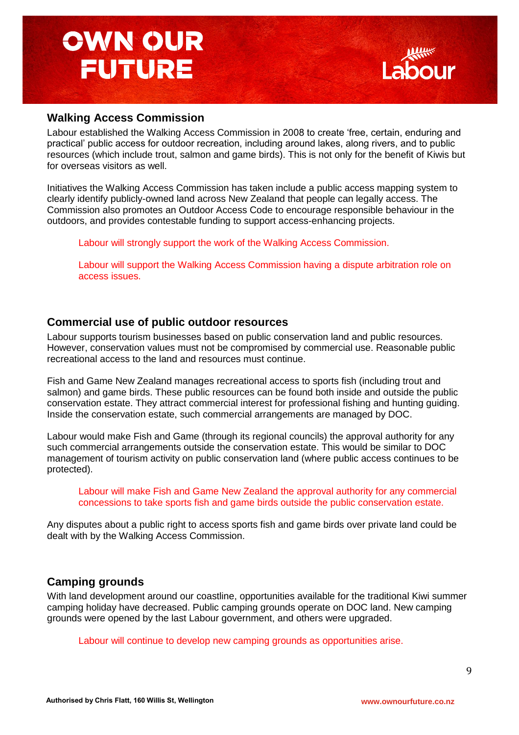## Walking Access Commission

Labour established the Walking Access Commission in 2008 to create 'free, certain, enduring and practical' public access for outdoor recreation, including around lakes, along rivers, and to public resources (which include trout, salmon and game birds). This is not only for the benefit of Kiwis but for overseas visitors as well.

Initiatives the Walking Access Commission has taken include a public access mapping system to clearly identify publicly-owned land across New Zealand that people can legally access. The Commission also promotes an Outdoor Access Code to encourage responsible behaviour in the outdoors, and provides contestable funding to support access-enhancing projects.

> Labour will strongly support the work of the Walking Access Commission.
>
> Labour will support the Walking Access Commission having a dispute arbitration role on access issues.

## Commercial use of public outdoor resources

Labour supports tourism businesses based on public conservation land and public resources. However, conservation values must not be compromised by commercial use. Reasonable public recreational access to the land and resources must continue.

Fish and Game New Zealand manages recreational access to sports fish (including trout and salmon) and game birds. These public resources can be found both inside and outside the public conservation estate. They attract commercial interest for professional fishing and hunting guiding. Inside the conservation estate, such commercial arrangements are managed by DOC.

Labour would make Fish and Game (through its regional councils) the approval authority for any such commercial arrangements outside the conservation estate. This would be similar to DOC management of tourism activity on public conservation land (where public access continues to be protected).

> Labour will make Fish and Game New Zealand the approval authority for any commercial concessions to take sports fish and game birds outside the public conservation estate.

Any disputes about a public right to access sports fish and game birds over private land could be dealt with by the Walking Access Commission.

## Camping grounds

With land development around our coastline, opportunities available for the traditional Kiwi summer camping holiday have decreased. Public camping grounds operate on DOC land. New camping grounds were opened by the last Labour government, and others were upgraded.

> Labour will continue to develop new camping grounds as opportunities arise.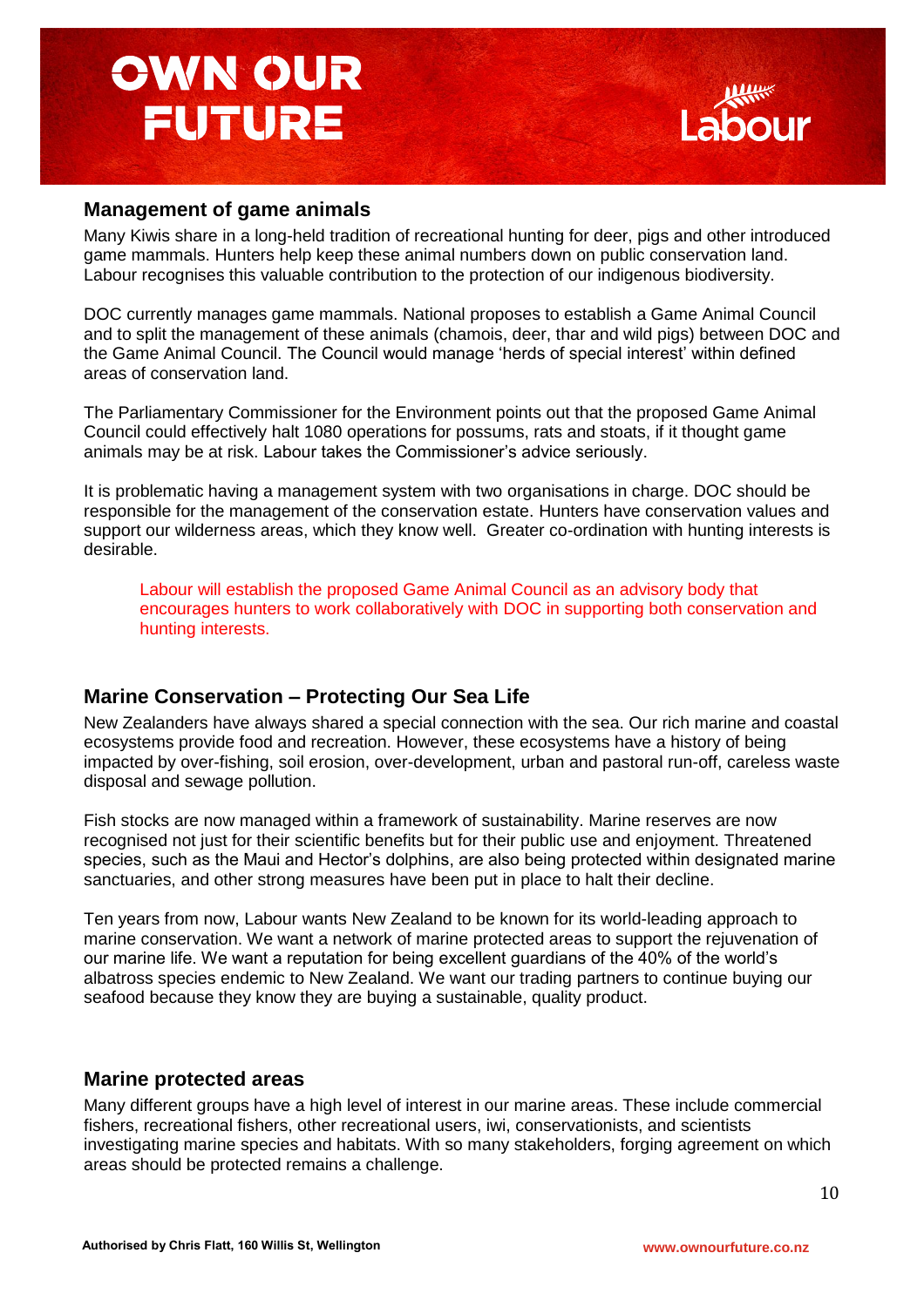## Management of game animals

Many Kiwis share in a long-held tradition of recreational hunting for deer, pigs and other introduced game mammals. Hunters help keep these animal numbers down on public conservation land. Labour recognises this valuable contribution to the protection of our indigenous biodiversity.

DOC currently manages game mammals. National proposes to establish a Game Animal Council and to split the management of these animals (chamois, deer, thar and wild pigs) between DOC and the Game Animal Council. The Council would manage 'herds of special interest' within defined areas of conservation land.

The Parliamentary Commissioner for the Environment points out that the proposed Game Animal Council could effectively halt 1080 operations for possums, rats and stoats, if it thought game animals may be at risk. Labour takes the Commissioner's advice seriously.

It is problematic having a management system with two organisations in charge. DOC should be responsible for the management of the conservation estate. Hunters have conservation values and support our wilderness areas, which they know well. Greater co-ordination with hunting interests is desirable.

> Labour will establish the proposed Game Animal Council as an advisory body that encourages hunters to work collaboratively with DOC in supporting both conservation and hunting interests.

## Marine Conservation – Protecting Our Sea Life

New Zealanders have always shared a special connection with the sea. Our rich marine and coastal ecosystems provide food and recreation. However, these ecosystems have a history of being impacted by over-fishing, soil erosion, over-development, urban and pastoral run-off, careless waste disposal and sewage pollution.

Fish stocks are now managed within a framework of sustainability. Marine reserves are now recognised not just for their scientific benefits but for their public use and enjoyment. Threatened species, such as the Maui and Hector's dolphins, are also being protected within designated marine sanctuaries, and other strong measures have been put in place to halt their decline.

Ten years from now, Labour wants New Zealand to be known for its world-leading approach to marine conservation. We want a network of marine protected areas to support the rejuvenation of our marine life. We want a reputation for being excellent guardians of the 40% of the world's albatross species endemic to New Zealand. We want our trading partners to continue buying our seafood because they know they are buying a sustainable, quality product.

## Marine protected areas

Many different groups have a high level of interest in our marine areas. These include commercial fishers, recreational fishers, other recreational users, iwi, conservationists, and scientists investigating marine species and habitats. With so many stakeholders, forging agreement on which areas should be protected remains a challenge.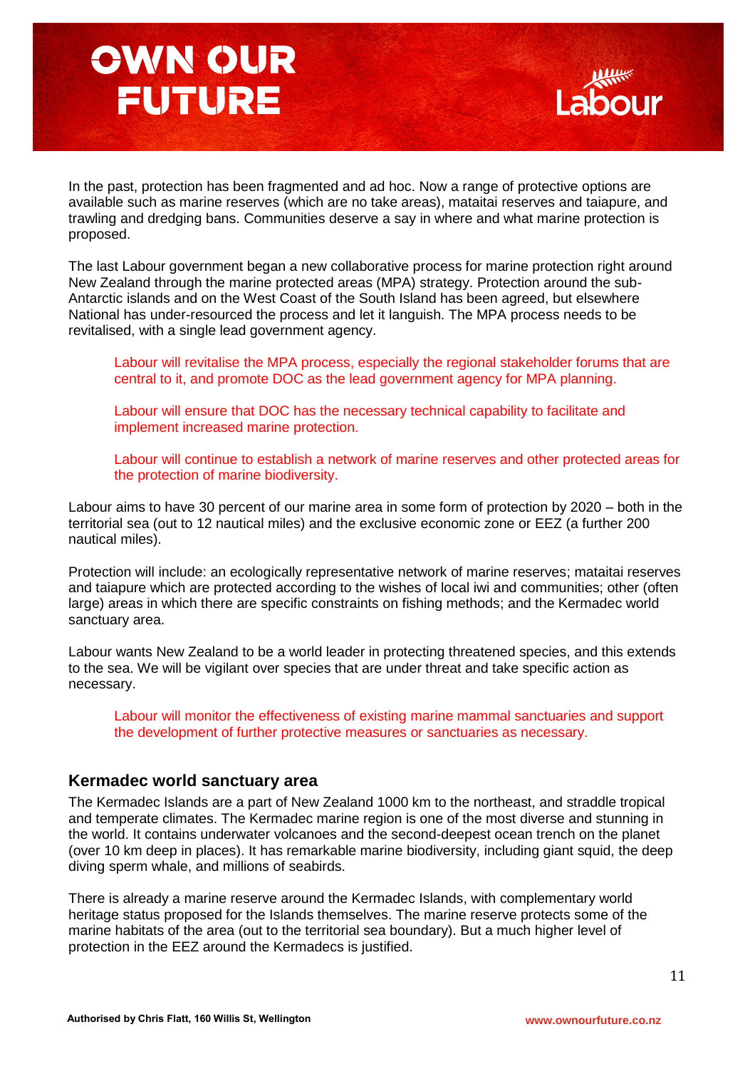In the past, protection has been fragmented and ad hoc. Now a range of protective options are available such as marine reserves (which are no take areas), mataitai reserves and taiapure, and trawling and dredging bans. Communities deserve a say in where and what marine protection is proposed.

The last Labour government began a new collaborative process for marine protection right around New Zealand through the marine protected areas (MPA) strategy. Protection around the sub-Antarctic islands and on the West Coast of the South Island has been agreed, but elsewhere National has under-resourced the process and let it languish. The MPA process needs to be revitalised, with a single lead government agency.

> Labour will revitalise the MPA process, especially the regional stakeholder forums that are central to it, and promote DOC as the lead government agency for MPA planning.
>
> Labour will ensure that DOC has the necessary technical capability to facilitate and implement increased marine protection.
>
> Labour will continue to establish a network of marine reserves and other protected areas for the protection of marine biodiversity.

Labour aims to have 30 percent of our marine area in some form of protection by 2020 – both in the territorial sea (out to 12 nautical miles) and the exclusive economic zone or EEZ (a further 200 nautical miles).

Protection will include: an ecologically representative network of marine reserves; mataitai reserves and taiapure which are protected according to the wishes of local iwi and communities; other (often large) areas in which there are specific constraints on fishing methods; and the Kermadec world sanctuary area.

Labour wants New Zealand to be a world leader in protecting threatened species, and this extends to the sea. We will be vigilant over species that are under threat and take specific action as necessary.

> Labour will monitor the effectiveness of existing marine mammal sanctuaries and support the development of further protective measures or sanctuaries as necessary.

## Kermadec world sanctuary area

The Kermadec Islands are a part of New Zealand 1000 km to the northeast, and straddle tropical and temperate climates. The Kermadec marine region is one of the most diverse and stunning in the world. It contains underwater volcanoes and the second-deepest ocean trench on the planet (over 10 km deep in places). It has remarkable marine biodiversity, including giant squid, the deep diving sperm whale, and millions of seabirds.

There is already a marine reserve around the Kermadec Islands, with complementary world heritage status proposed for the Islands themselves. The marine reserve protects some of the marine habitats of the area (out to the territorial sea boundary). But a much higher level of protection in the EEZ around the Kermadecs is justified.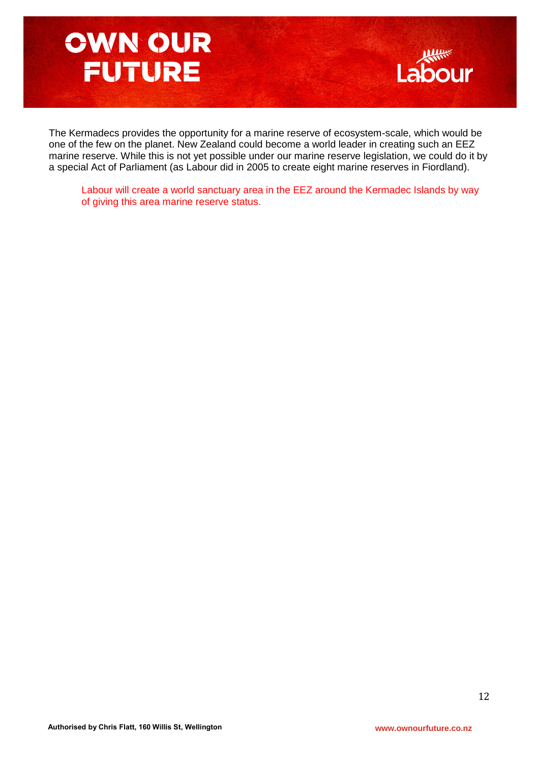The Kermadecs provides the opportunity for a marine reserve of ecosystem-scale, which would be one of the few on the planet. New Zealand could become a world leader in creating such an EEZ marine reserve. While this is not yet possible under our marine reserve legislation, we could do it by a special Act of Parliament (as Labour did in 2005 to create eight marine reserves in Fiordland).

> Labour will create a world sanctuary area in the EEZ around the Kermadec Islands by way of giving this area marine reserve status.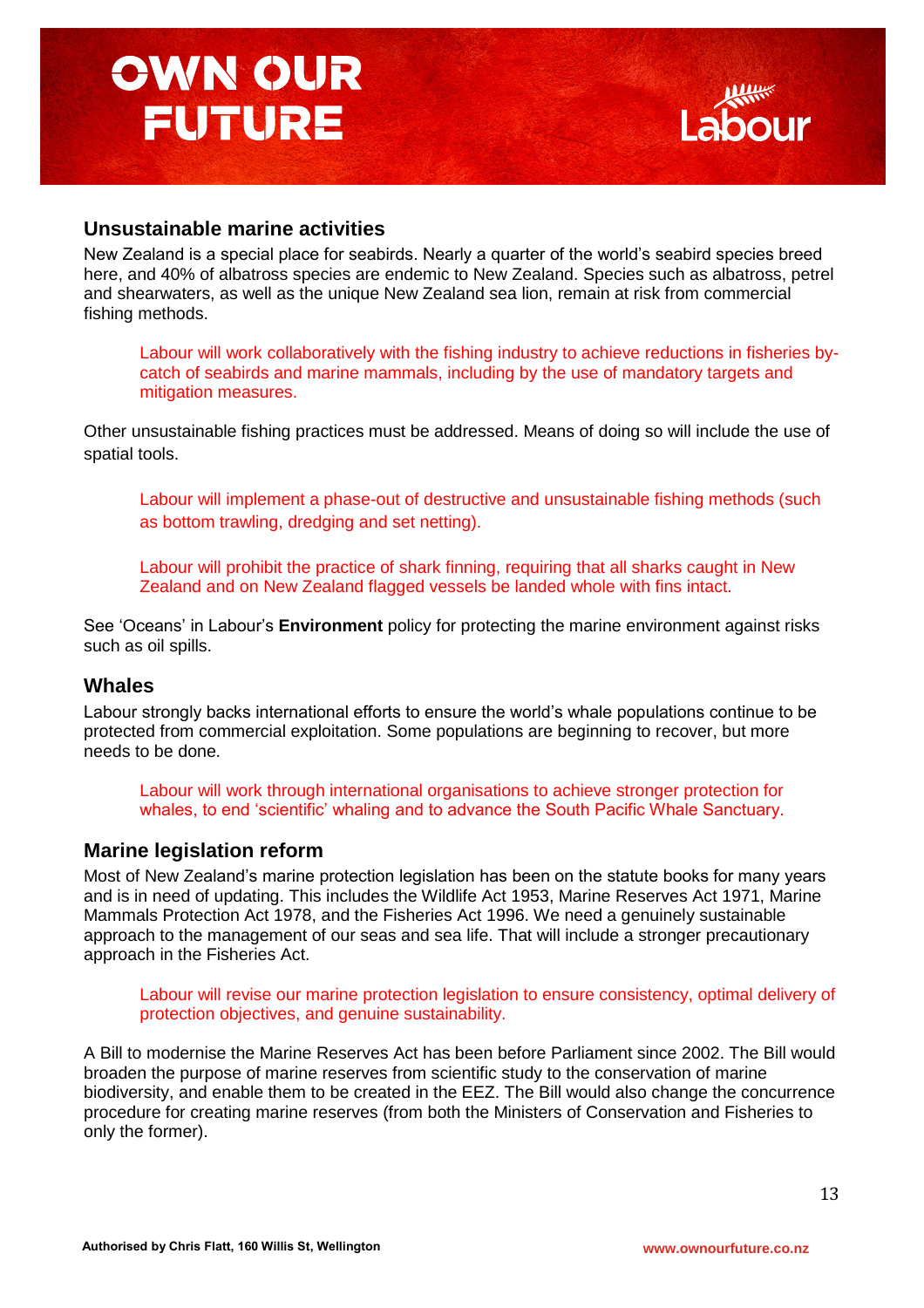## Unsustainable marine activities

New Zealand is a special place for seabirds. Nearly a quarter of the world's seabird species breed here, and 40% of albatross species are endemic to New Zealand. Species such as albatross, petrel and shearwaters, as well as the unique New Zealand sea lion, remain at risk from commercial fishing methods.

> Labour will work collaboratively with the fishing industry to achieve reductions in fisheries by-catch of seabirds and marine mammals, including by the use of mandatory targets and mitigation measures.

Other unsustainable fishing practices must be addressed. Means of doing so will include the use of spatial tools.

> Labour will implement a phase-out of destructive and unsustainable fishing methods (such as bottom trawling, dredging and set netting).

> Labour will prohibit the practice of shark finning, requiring that all sharks caught in New Zealand and on New Zealand flagged vessels be landed whole with fins intact.

See 'Oceans' in Labour's **Environment** policy for protecting the marine environment against risks such as oil spills.

## Whales

Labour strongly backs international efforts to ensure the world's whale populations continue to be protected from commercial exploitation. Some populations are beginning to recover, but more needs to be done.

> Labour will work through international organisations to achieve stronger protection for whales, to end 'scientific' whaling and to advance the South Pacific Whale Sanctuary.

## Marine legislation reform

Most of New Zealand's marine protection legislation has been on the statute books for many years and is in need of updating. This includes the Wildlife Act 1953, Marine Reserves Act 1971, Marine Mammals Protection Act 1978, and the Fisheries Act 1996. We need a genuinely sustainable approach to the management of our seas and sea life. That will include a stronger precautionary approach in the Fisheries Act.

> Labour will revise our marine protection legislation to ensure consistency, optimal delivery of protection objectives, and genuine sustainability.

A Bill to modernise the Marine Reserves Act has been before Parliament since 2002. The Bill would broaden the purpose of marine reserves from scientific study to the conservation of marine biodiversity, and enable them to be created in the EEZ. The Bill would also change the concurrence procedure for creating marine reserves (from both the Ministers of Conservation and Fisheries to only the former).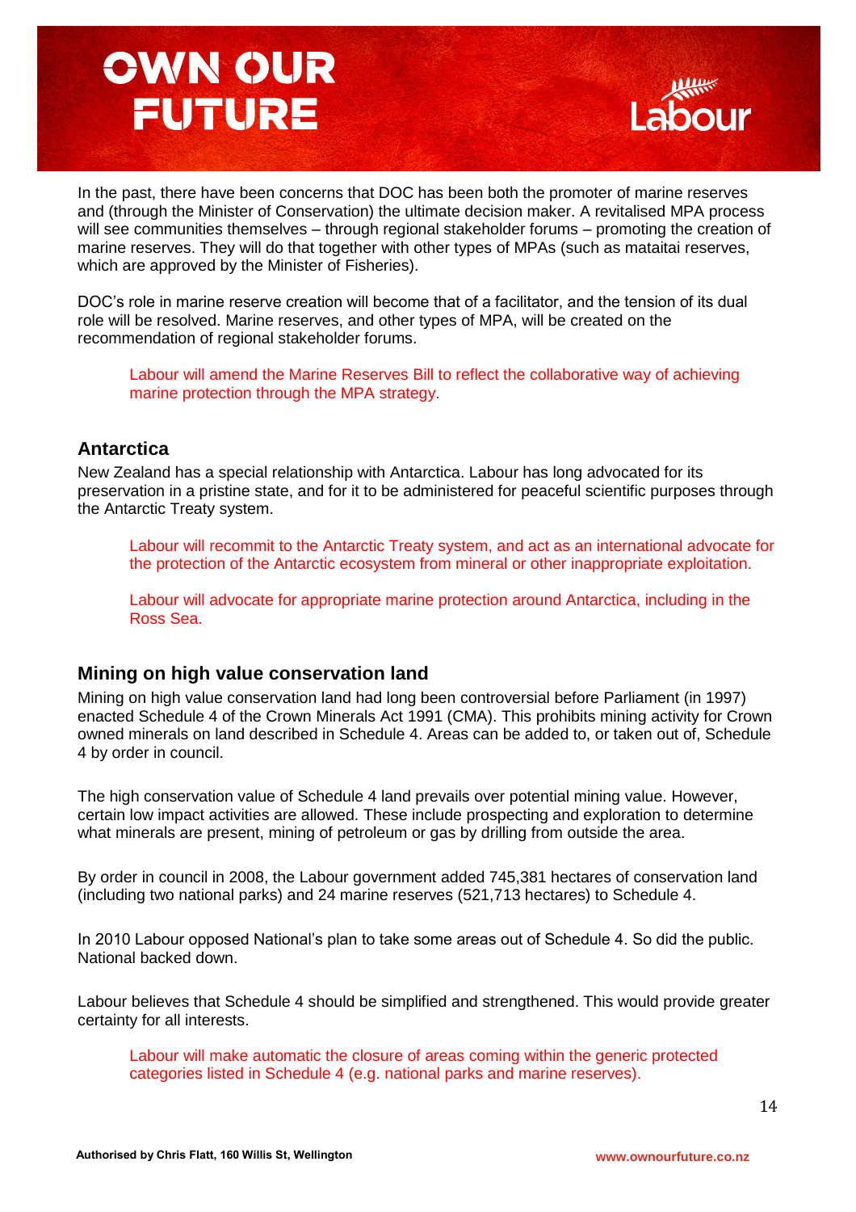In the past, there have been concerns that DOC has been both the promoter of marine reserves and (through the Minister of Conservation) the ultimate decision maker. A revitalised MPA process will see communities themselves – through regional stakeholder forums – promoting the creation of marine reserves. They will do that together with other types of MPAs (such as mataitai reserves, which are approved by the Minister of Fisheries).

DOC's role in marine reserve creation will become that of a facilitator, and the tension of its dual role will be resolved. Marine reserves, and other types of MPA, will be created on the recommendation of regional stakeholder forums.

> Labour will amend the Marine Reserves Bill to reflect the collaborative way of achieving marine protection through the MPA strategy.

## Antarctica

New Zealand has a special relationship with Antarctica. Labour has long advocated for its preservation in a pristine state, and for it to be administered for peaceful scientific purposes through the Antarctic Treaty system.

> Labour will recommit to the Antarctic Treaty system, and act as an international advocate for the protection of the Antarctic ecosystem from mineral or other inappropriate exploitation.

> Labour will advocate for appropriate marine protection around Antarctica, including in the Ross Sea.

## Mining on high value conservation land

Mining on high value conservation land had long been controversial before Parliament (in 1997) enacted Schedule 4 of the Crown Minerals Act 1991 (CMA). This prohibits mining activity for Crown owned minerals on land described in Schedule 4. Areas can be added to, or taken out of, Schedule 4 by order in council.

The high conservation value of Schedule 4 land prevails over potential mining value. However, certain low impact activities are allowed. These include prospecting and exploration to determine what minerals are present, mining of petroleum or gas by drilling from outside the area.

By order in council in 2008, the Labour government added 745,381 hectares of conservation land (including two national parks) and 24 marine reserves (521,713 hectares) to Schedule 4.

In 2010 Labour opposed National's plan to take some areas out of Schedule 4. So did the public. National backed down.

Labour believes that Schedule 4 should be simplified and strengthened. This would provide greater certainty for all interests.

> Labour will make automatic the closure of areas coming within the generic protected categories listed in Schedule 4 (e.g. national parks and marine reserves).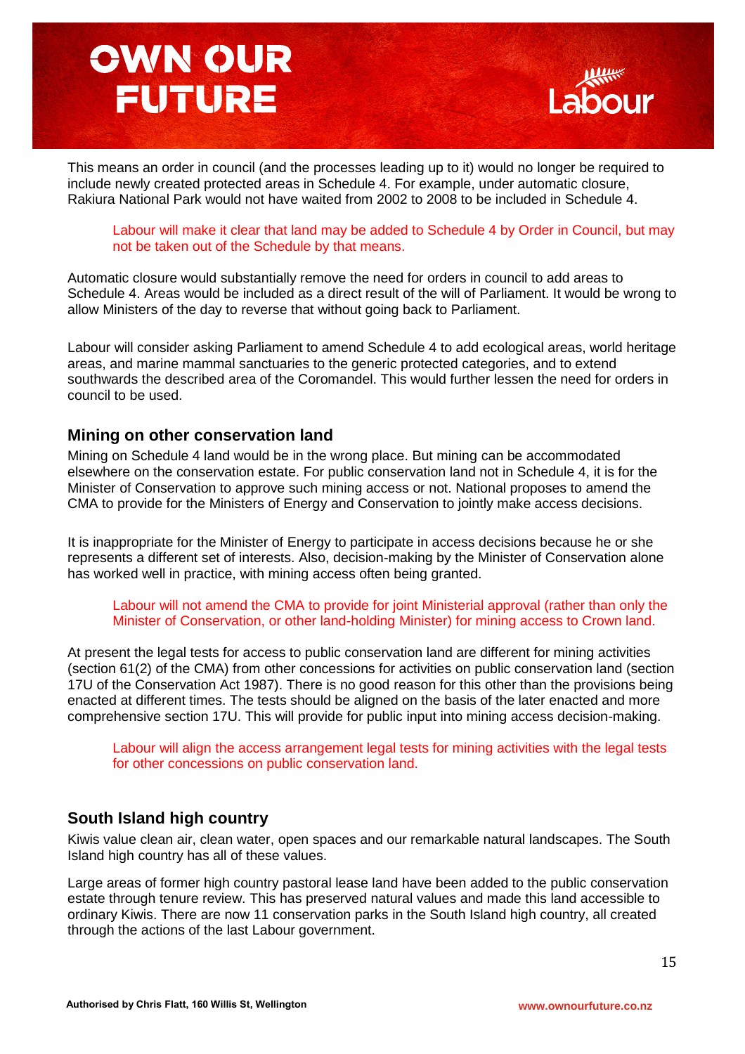This means an order in council (and the processes leading up to it) would no longer be required to include newly created protected areas in Schedule 4. For example, under automatic closure, Rakiura National Park would not have waited from 2002 to 2008 to be included in Schedule 4.

> Labour will make it clear that land may be added to Schedule 4 by Order in Council, but may not be taken out of the Schedule by that means.

Automatic closure would substantially remove the need for orders in council to add areas to Schedule 4. Areas would be included as a direct result of the will of Parliament. It would be wrong to allow Ministers of the day to reverse that without going back to Parliament.

Labour will consider asking Parliament to amend Schedule 4 to add ecological areas, world heritage areas, and marine mammal sanctuaries to the generic protected categories, and to extend southwards the described area of the Coromandel. This would further lessen the need for orders in council to be used.

## Mining on other conservation land

Mining on Schedule 4 land would be in the wrong place. But mining can be accommodated elsewhere on the conservation estate. For public conservation land not in Schedule 4, it is for the Minister of Conservation to approve such mining access or not. National proposes to amend the CMA to provide for the Ministers of Energy and Conservation to jointly make access decisions.

It is inappropriate for the Minister of Energy to participate in access decisions because he or she represents a different set of interests. Also, decision-making by the Minister of Conservation alone has worked well in practice, with mining access often being granted.

> Labour will not amend the CMA to provide for joint Ministerial approval (rather than only the Minister of Conservation, or other land-holding Minister) for mining access to Crown land.

At present the legal tests for access to public conservation land are different for mining activities (section 61(2) of the CMA) from other concessions for activities on public conservation land (section 17U of the Conservation Act 1987). There is no good reason for this other than the provisions being enacted at different times. The tests should be aligned on the basis of the later enacted and more comprehensive section 17U. This will provide for public input into mining access decision-making.

> Labour will align the access arrangement legal tests for mining activities with the legal tests for other concessions on public conservation land.

## South Island high country

Kiwis value clean air, clean water, open spaces and our remarkable natural landscapes. The South Island high country has all of these values.

Large areas of former high country pastoral lease land have been added to the public conservation estate through tenure review. This has preserved natural values and made this land accessible to ordinary Kiwis. There are now 11 conservation parks in the South Island high country, all created through the actions of the last Labour government.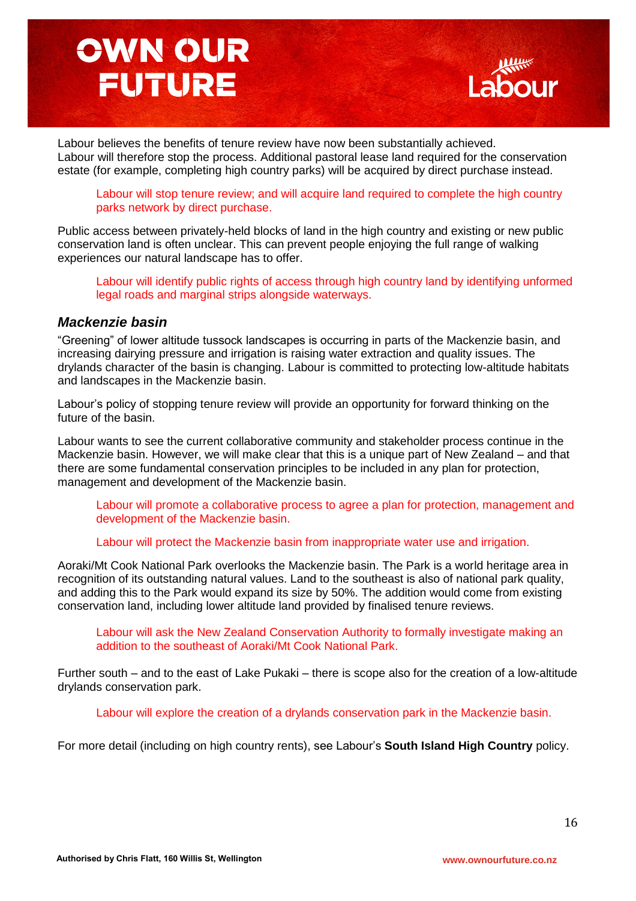Labour believes the benefits of tenure review have now been substantially achieved. Labour will therefore stop the process. Additional pastoral lease land required for the conservation estate (for example, completing high country parks) will be acquired by direct purchase instead.

> Labour will stop tenure review; and will acquire land required to complete the high country parks network by direct purchase.

Public access between privately-held blocks of land in the high country and existing or new public conservation land is often unclear. This can prevent people enjoying the full range of walking experiences our natural landscape has to offer.

> Labour will identify public rights of access through high country land by identifying unformed legal roads and marginal strips alongside waterways.

### *Mackenzie basin*

"Greening" of lower altitude tussock landscapes is occurring in parts of the Mackenzie basin, and increasing dairying pressure and irrigation is raising water extraction and quality issues. The drylands character of the basin is changing. Labour is committed to protecting low-altitude habitats and landscapes in the Mackenzie basin.

Labour's policy of stopping tenure review will provide an opportunity for forward thinking on the future of the basin.

Labour wants to see the current collaborative community and stakeholder process continue in the Mackenzie basin. However, we will make clear that this is a unique part of New Zealand – and that there are some fundamental conservation principles to be included in any plan for protection, management and development of the Mackenzie basin.

> Labour will promote a collaborative process to agree a plan for protection, management and development of the Mackenzie basin.
>
> Labour will protect the Mackenzie basin from inappropriate water use and irrigation.

Aoraki/Mt Cook National Park overlooks the Mackenzie basin. The Park is a world heritage area in recognition of its outstanding natural values. Land to the southeast is also of national park quality, and adding this to the Park would expand its size by 50%. The addition would come from existing conservation land, including lower altitude land provided by finalised tenure reviews.

> Labour will ask the New Zealand Conservation Authority to formally investigate making an addition to the southeast of Aoraki/Mt Cook National Park.

Further south – and to the east of Lake Pukaki – there is scope also for the creation of a low-altitude drylands conservation park.

> Labour will explore the creation of a drylands conservation park in the Mackenzie basin.

For more detail (including on high country rents), see Labour's **South Island High Country** policy.

**Authorised by Chris Flatt, 160 Willis St, Wellington**